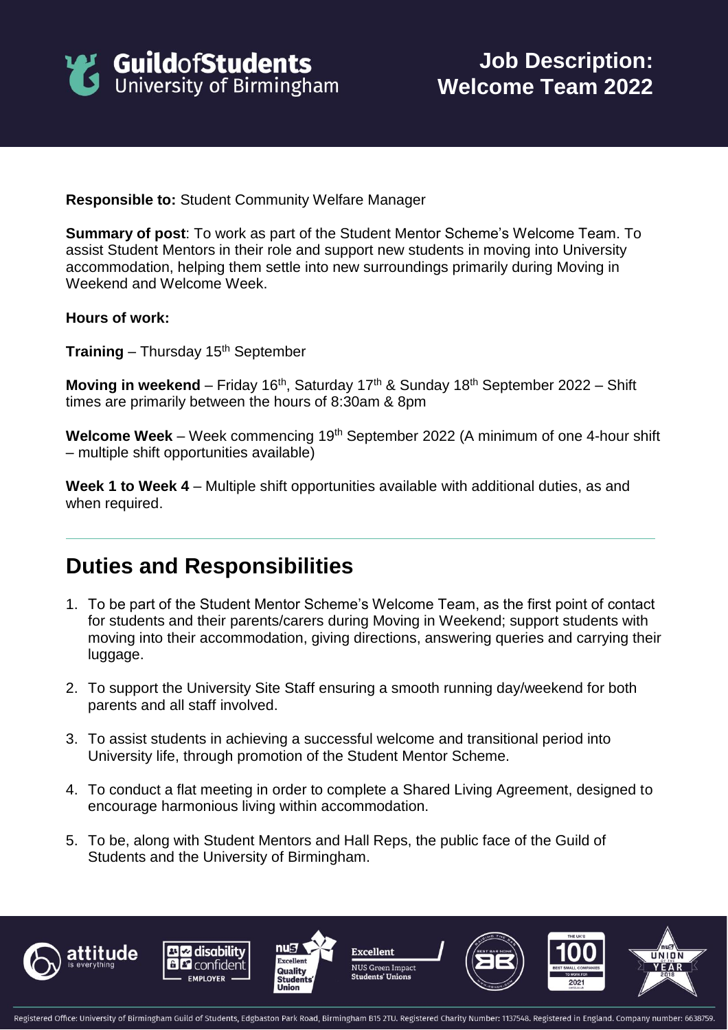# Job Description: Welcome Team 2022

**Responsible to:** Student Community Welfare Manager

**Summary of post**: To work as part of the Student Mentor Scheme's Welcome Team. To assist Student Mentors in their role and support new students in moving into University accommodation, helping them settle into new surroundings primarily during Moving in Weekend and Welcome Week.

**Hours of work:**

**Training** – Thursday 15th September

**Moving in weekend** – Friday 16th, Saturday 17th & Sunday 18th September 2022 – Shift times are primarily between the hours of 8:30am & 8pm

**Welcome Week** – Week commencing 19th September 2022 (A minimum of one 4-hour shift – multiple shift opportunities available)

**Week 1 to Week 4** – Multiple shift opportunities available with additional duties, as and when required.

---

## Duties and Responsibilities

1. To be part of the Student Mentor Scheme's Welcome Team, as the first point of contact for students and their parents/carers during Moving in Weekend; support students with moving into their accommodation, giving directions, answering queries and carrying their luggage.
2. To support the University Site Staff ensuring a smooth running day/weekend for both parents and all staff involved.
3. To assist students in achieving a successful welcome and transitional period into University life, through promotion of the Student Mentor Scheme.
4. To conduct a flat meeting in order to complete a Shared Living Agreement, designed to encourage harmonious living within accommodation.
5. To be, along with Student Mentors and Hall Reps, the public face of the Guild of Students and the University of Birmingham.

Registered Office: University of Birmingham Guild of Students, Edgbaston Park Road, Birmingham B15 2TU. Registered Charity Number: 1137548. Registered in England. Company number: 6638759.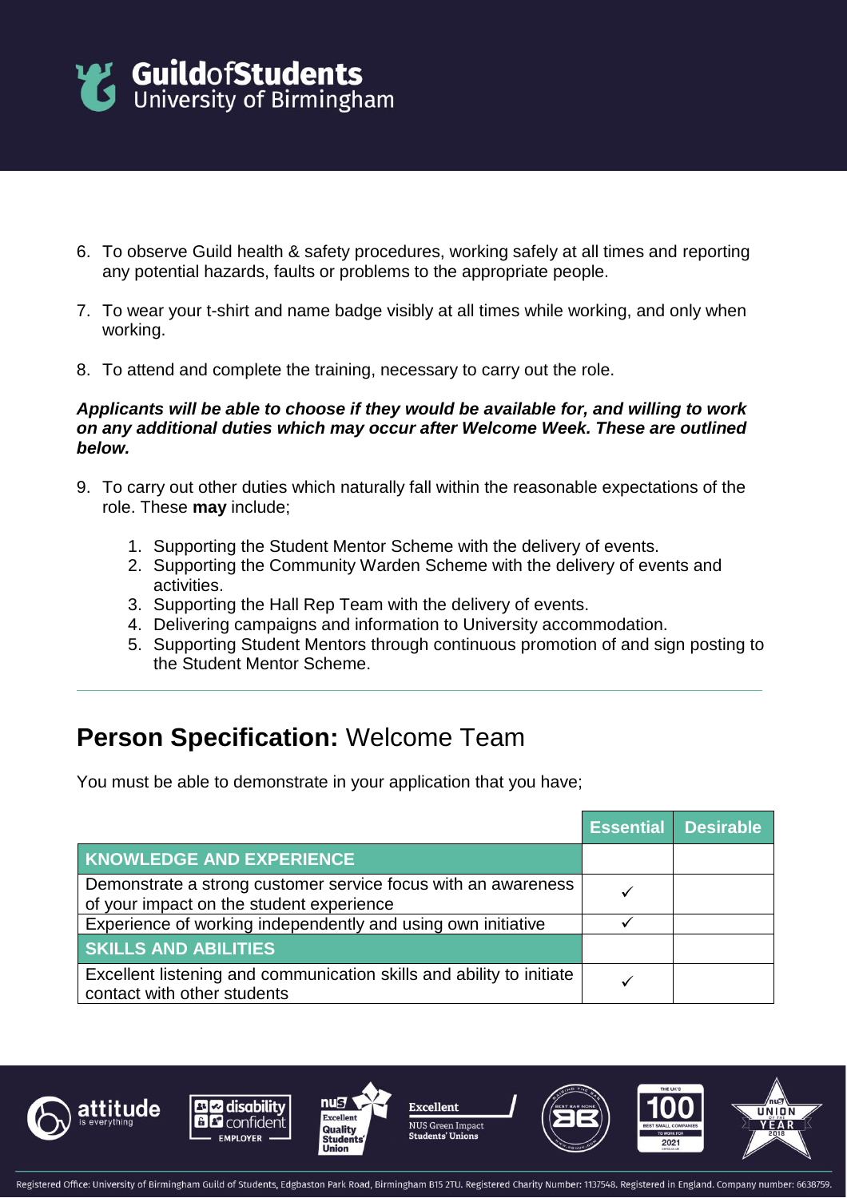6. To observe Guild health & safety procedures, working safely at all times and reporting any potential hazards, faults or problems to the appropriate people.

7. To wear your t-shirt and name badge visibly at all times while working, and only when working.

8. To attend and complete the training, necessary to carry out the role.

***Applicants will be able to choose if they would be available for, and willing to work on any additional duties which may occur after Welcome Week. These are outlined below.***

9. To carry out other duties which naturally fall within the reasonable expectations of the role. These **may** include;

    1. Supporting the Student Mentor Scheme with the delivery of events.
    2. Supporting the Community Warden Scheme with the delivery of events and activities.
    3. Supporting the Hall Rep Team with the delivery of events.
    4. Delivering campaigns and information to University accommodation.
    5. Supporting Student Mentors through continuous promotion of and sign posting to the Student Mentor Scheme.

---

## **Person Specification:** Welcome Team

You must be able to demonstrate in your application that you have;

| | Essential | Desirable |
|---|---|---|
| **KNOWLEDGE AND EXPERIENCE** | | |
| Demonstrate a strong customer service focus with an awareness of your impact on the student experience | ✓ | |
| Experience of working independently and using own initiative | ✓ | |
| **SKILLS AND ABILITIES** | | |
| Excellent listening and communication skills and ability to initiate contact with other students | ✓ | |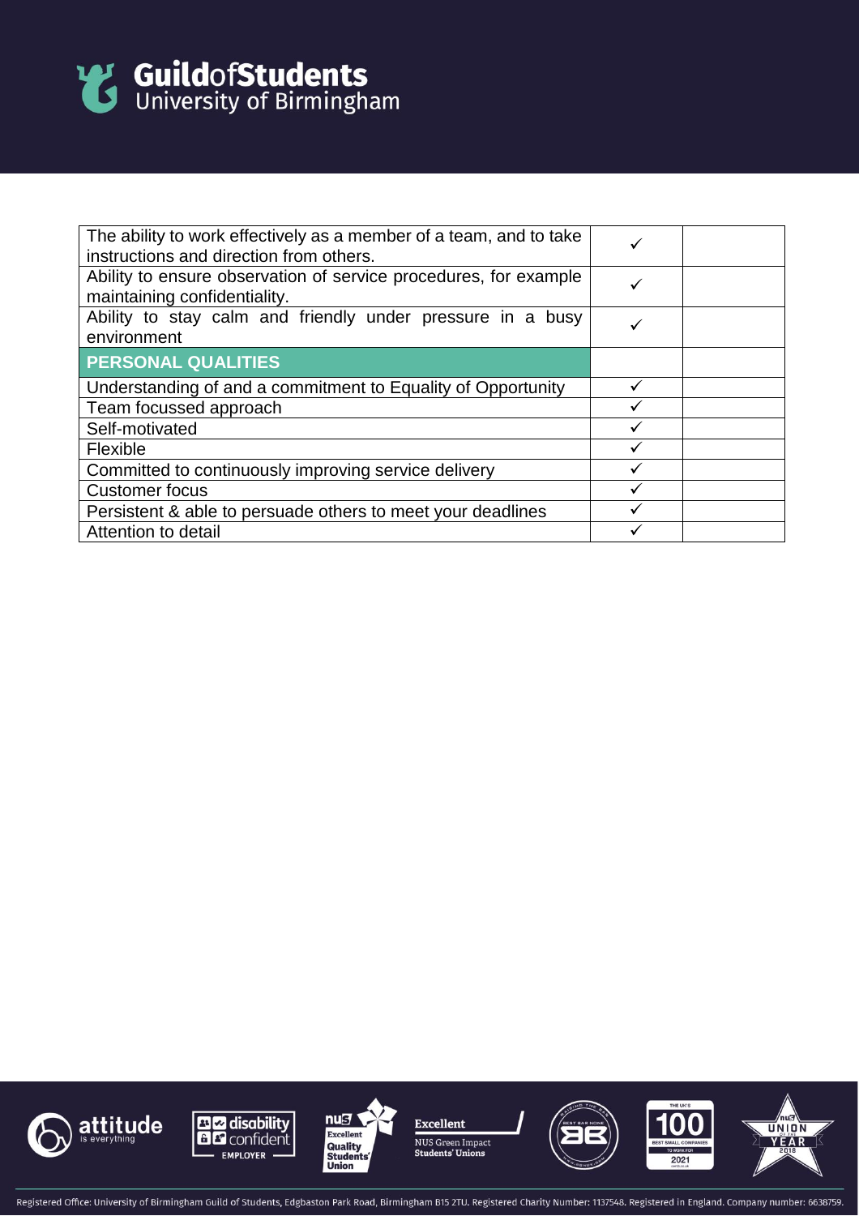| | | |
|---|---|---|
| The ability to work effectively as a member of a team, and to take instructions and direction from others. | ✓ | |
| Ability to ensure observation of service procedures, for example maintaining confidentiality. | ✓ | |
| Ability to stay calm and friendly under pressure in a busy environment | ✓ | |
| **PERSONAL QUALITIES** | | |
| Understanding of and a commitment to Equality of Opportunity | ✓ | |
| Team focussed approach | ✓ | |
| Self-motivated | ✓ | |
| Flexible | ✓ | |
| Committed to continuously improving service delivery | ✓ | |
| Customer focus | ✓ | |
| Persistent & able to persuade others to meet your deadlines | ✓ | |
| Attention to detail | ✓ | |